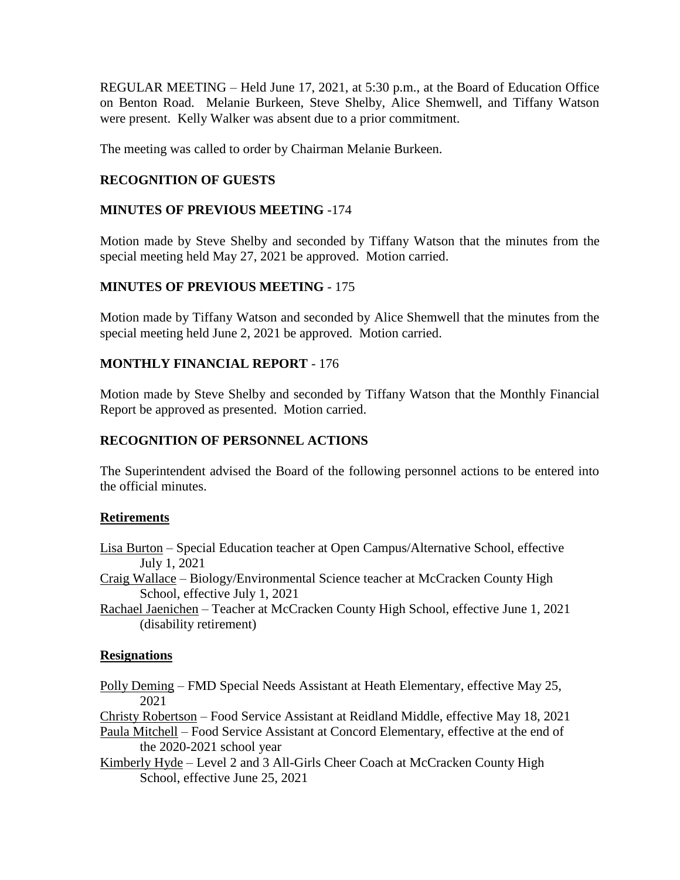REGULAR MEETING – Held June 17, 2021, at 5:30 p.m., at the Board of Education Office on Benton Road. Melanie Burkeen, Steve Shelby, Alice Shemwell, and Tiffany Watson were present. Kelly Walker was absent due to a prior commitment.

The meeting was called to order by Chairman Melanie Burkeen.

**RECOGNITION OF GUESTS**

**MINUTES OF PREVIOUS MEETING** -174

Motion made by Steve Shelby and seconded by Tiffany Watson that the minutes from the special meeting held May 27, 2021 be approved. Motion carried.

**MINUTES OF PREVIOUS MEETING** - 175

Motion made by Tiffany Watson and seconded by Alice Shemwell that the minutes from the special meeting held June 2, 2021 be approved. Motion carried.

**MONTHLY FINANCIAL REPORT** - 176

Motion made by Steve Shelby and seconded by Tiffany Watson that the Monthly Financial Report be approved as presented. Motion carried.

**RECOGNITION OF PERSONNEL ACTIONS**

The Superintendent advised the Board of the following personnel actions to be entered into the official minutes.

**Retirements**

Lisa Burton – Special Education teacher at Open Campus/Alternative School, effective July 1, 2021

Craig Wallace – Biology/Environmental Science teacher at McCracken County High School, effective July 1, 2021

Rachael Jaenichen – Teacher at McCracken County High School, effective June 1, 2021 (disability retirement)

**Resignations**

Polly Deming – FMD Special Needs Assistant at Heath Elementary, effective May 25, 2021

Christy Robertson – Food Service Assistant at Reidland Middle, effective May 18, 2021

Paula Mitchell – Food Service Assistant at Concord Elementary, effective at the end of the 2020-2021 school year

Kimberly Hyde – Level 2 and 3 All-Girls Cheer Coach at McCracken County High School, effective June 25, 2021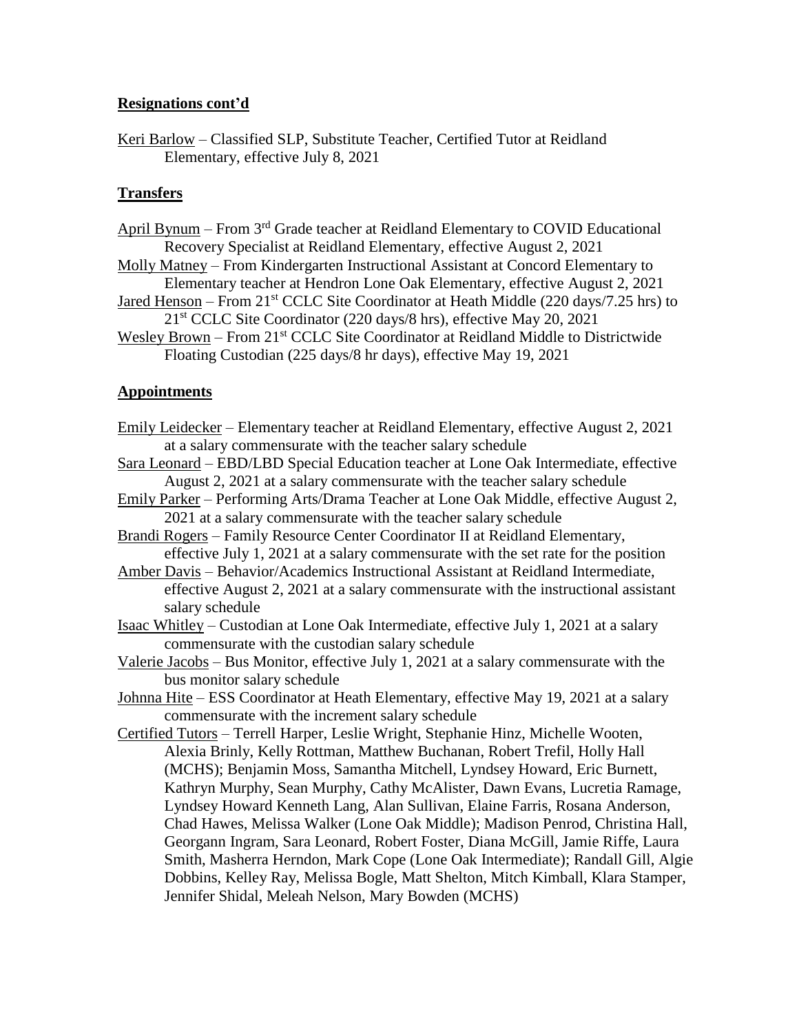**Resignations cont'd**

Keri Barlow – Classified SLP, Substitute Teacher, Certified Tutor at Reidland Elementary, effective July 8, 2021

## Transfers

April Bynum – From 3rd Grade teacher at Reidland Elementary to COVID Educational Recovery Specialist at Reidland Elementary, effective August 2, 2021

Molly Matney – From Kindergarten Instructional Assistant at Concord Elementary to Elementary teacher at Hendron Lone Oak Elementary, effective August 2, 2021

Jared Henson – From 21st CCLC Site Coordinator at Heath Middle (220 days/7.25 hrs) to 21st CCLC Site Coordinator (220 days/8 hrs), effective May 20, 2021

Wesley Brown – From 21st CCLC Site Coordinator at Reidland Middle to Districtwide Floating Custodian (225 days/8 hr days), effective May 19, 2021

## Appointments

Emily Leidecker – Elementary teacher at Reidland Elementary, effective August 2, 2021 at a salary commensurate with the teacher salary schedule

Sara Leonard – EBD/LBD Special Education teacher at Lone Oak Intermediate, effective August 2, 2021 at a salary commensurate with the teacher salary schedule

Emily Parker – Performing Arts/Drama Teacher at Lone Oak Middle, effective August 2, 2021 at a salary commensurate with the teacher salary schedule

Brandi Rogers – Family Resource Center Coordinator II at Reidland Elementary, effective July 1, 2021 at a salary commensurate with the set rate for the position

Amber Davis – Behavior/Academics Instructional Assistant at Reidland Intermediate, effective August 2, 2021 at a salary commensurate with the instructional assistant salary schedule

Isaac Whitley – Custodian at Lone Oak Intermediate, effective July 1, 2021 at a salary commensurate with the custodian salary schedule

Valerie Jacobs – Bus Monitor, effective July 1, 2021 at a salary commensurate with the bus monitor salary schedule

Johnna Hite – ESS Coordinator at Heath Elementary, effective May 19, 2021 at a salary commensurate with the increment salary schedule

Certified Tutors – Terrell Harper, Leslie Wright, Stephanie Hinz, Michelle Wooten, Alexia Brinly, Kelly Rottman, Matthew Buchanan, Robert Trefil, Holly Hall (MCHS); Benjamin Moss, Samantha Mitchell, Lyndsey Howard, Eric Burnett, Kathryn Murphy, Sean Murphy, Cathy McAlister, Dawn Evans, Lucretia Ramage, Lyndsey Howard Kenneth Lang, Alan Sullivan, Elaine Farris, Rosana Anderson, Chad Hawes, Melissa Walker (Lone Oak Middle); Madison Penrod, Christina Hall, Georgann Ingram, Sara Leonard, Robert Foster, Diana McGill, Jamie Riffe, Laura Smith, Masherra Herndon, Mark Cope (Lone Oak Intermediate); Randall Gill, Algie Dobbins, Kelley Ray, Melissa Bogle, Matt Shelton, Mitch Kimball, Klara Stamper, Jennifer Shidal, Meleah Nelson, Mary Bowden (MCHS)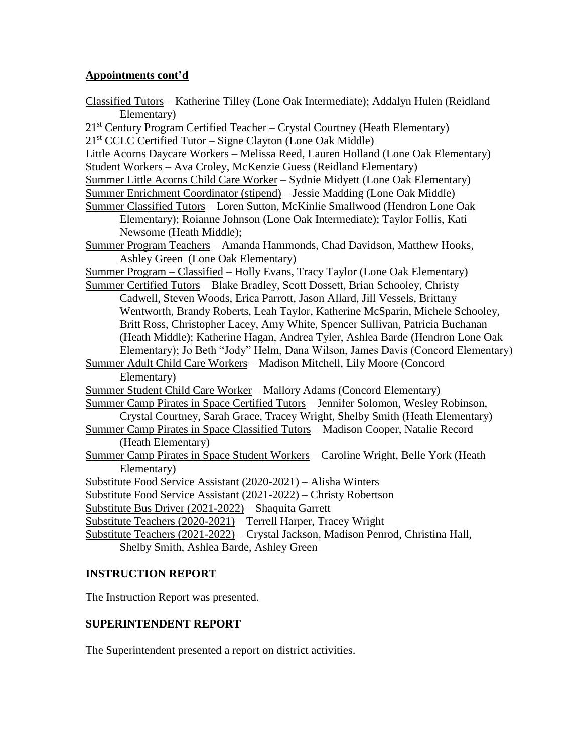**Appointments cont'd**

Classified Tutors – Katherine Tilley (Lone Oak Intermediate); Addalyn Hulen (Reidland Elementary)

21st Century Program Certified Teacher – Crystal Courtney (Heath Elementary)

21st CCLC Certified Tutor – Signe Clayton (Lone Oak Middle)

Little Acorns Daycare Workers – Melissa Reed, Lauren Holland (Lone Oak Elementary)

Student Workers – Ava Croley, McKenzie Guess (Reidland Elementary)

Summer Little Acorns Child Care Worker – Sydnie Midyett (Lone Oak Elementary)

Summer Enrichment Coordinator (stipend) – Jessie Madding (Lone Oak Middle)

Summer Classified Tutors – Loren Sutton, McKinlie Smallwood (Hendron Lone Oak Elementary); Roianne Johnson (Lone Oak Intermediate); Taylor Follis, Kati Newsome (Heath Middle);

Summer Program Teachers – Amanda Hammonds, Chad Davidson, Matthew Hooks, Ashley Green (Lone Oak Elementary)

Summer Program – Classified – Holly Evans, Tracy Taylor (Lone Oak Elementary)

Summer Certified Tutors – Blake Bradley, Scott Dossett, Brian Schooley, Christy Cadwell, Steven Woods, Erica Parrott, Jason Allard, Jill Vessels, Brittany Wentworth, Brandy Roberts, Leah Taylor, Katherine McSparin, Michele Schooley, Britt Ross, Christopher Lacey, Amy White, Spencer Sullivan, Patricia Buchanan (Heath Middle); Katherine Hagan, Andrea Tyler, Ashlea Barde (Hendron Lone Oak Elementary); Jo Beth "Jody" Helm, Dana Wilson, James Davis (Concord Elementary)

Summer Adult Child Care Workers – Madison Mitchell, Lily Moore (Concord Elementary)

Summer Student Child Care Worker – Mallory Adams (Concord Elementary)

Summer Camp Pirates in Space Certified Tutors – Jennifer Solomon, Wesley Robinson, Crystal Courtney, Sarah Grace, Tracey Wright, Shelby Smith (Heath Elementary)

Summer Camp Pirates in Space Classified Tutors – Madison Cooper, Natalie Record (Heath Elementary)

Summer Camp Pirates in Space Student Workers – Caroline Wright, Belle York (Heath Elementary)

Substitute Food Service Assistant (2020-2021) – Alisha Winters

Substitute Food Service Assistant (2021-2022) – Christy Robertson

Substitute Bus Driver (2021-2022) – Shaquita Garrett

Substitute Teachers (2020-2021) – Terrell Harper, Tracey Wright

Substitute Teachers (2021-2022) – Crystal Jackson, Madison Penrod, Christina Hall, Shelby Smith, Ashlea Barde, Ashley Green

## INSTRUCTION REPORT

The Instruction Report was presented.

## SUPERINTENDENT REPORT

The Superintendent presented a report on district activities.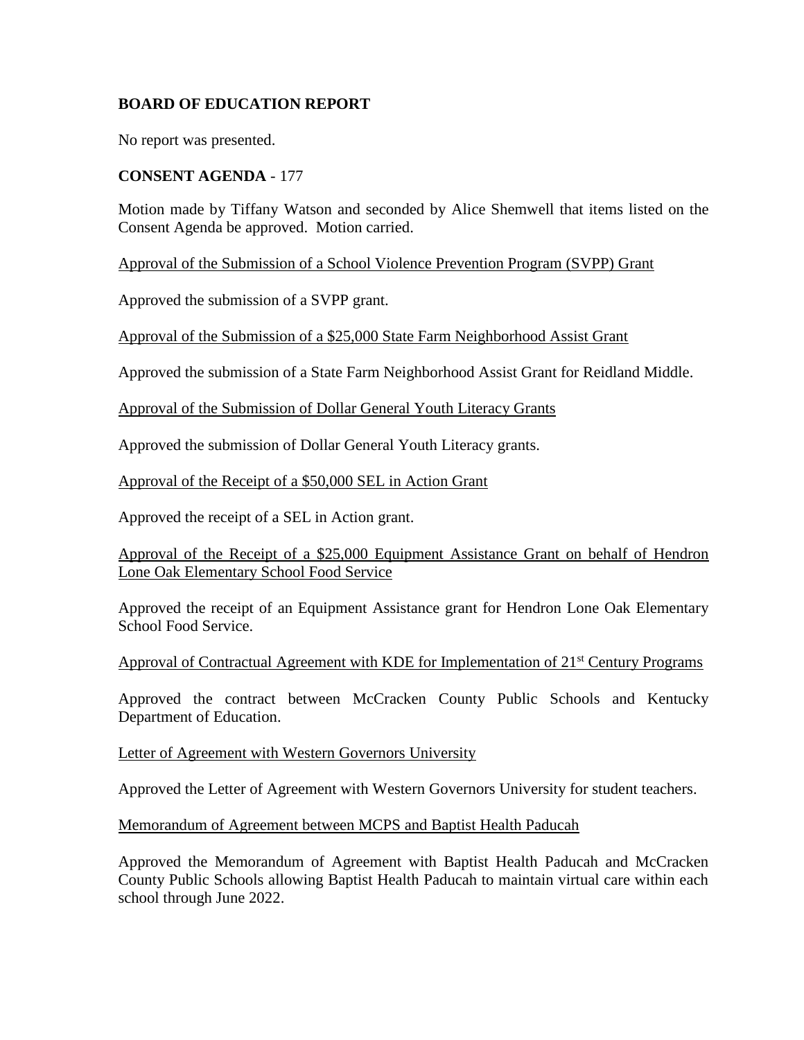## BOARD OF EDUCATION REPORT

No report was presented.

## CONSENT AGENDA - 177

Motion made by Tiffany Watson and seconded by Alice Shemwell that items listed on the Consent Agenda be approved. Motion carried.

Approval of the Submission of a School Violence Prevention Program (SVPP) Grant

Approved the submission of a SVPP grant.

Approval of the Submission of a $25,000 State Farm Neighborhood Assist Grant

Approved the submission of a State Farm Neighborhood Assist Grant for Reidland Middle.

Approval of the Submission of Dollar General Youth Literacy Grants

Approved the submission of Dollar General Youth Literacy grants.

Approval of the Receipt of a $50,000 SEL in Action Grant

Approved the receipt of a SEL in Action grant.

Approval of the Receipt of a $25,000 Equipment Assistance Grant on behalf of Hendron Lone Oak Elementary School Food Service

Approved the receipt of an Equipment Assistance grant for Hendron Lone Oak Elementary School Food Service.

Approval of Contractual Agreement with KDE for Implementation of 21st Century Programs

Approved the contract between McCracken County Public Schools and Kentucky Department of Education.

Letter of Agreement with Western Governors University

Approved the Letter of Agreement with Western Governors University for student teachers.

Memorandum of Agreement between MCPS and Baptist Health Paducah

Approved the Memorandum of Agreement with Baptist Health Paducah and McCracken County Public Schools allowing Baptist Health Paducah to maintain virtual care within each school through June 2022.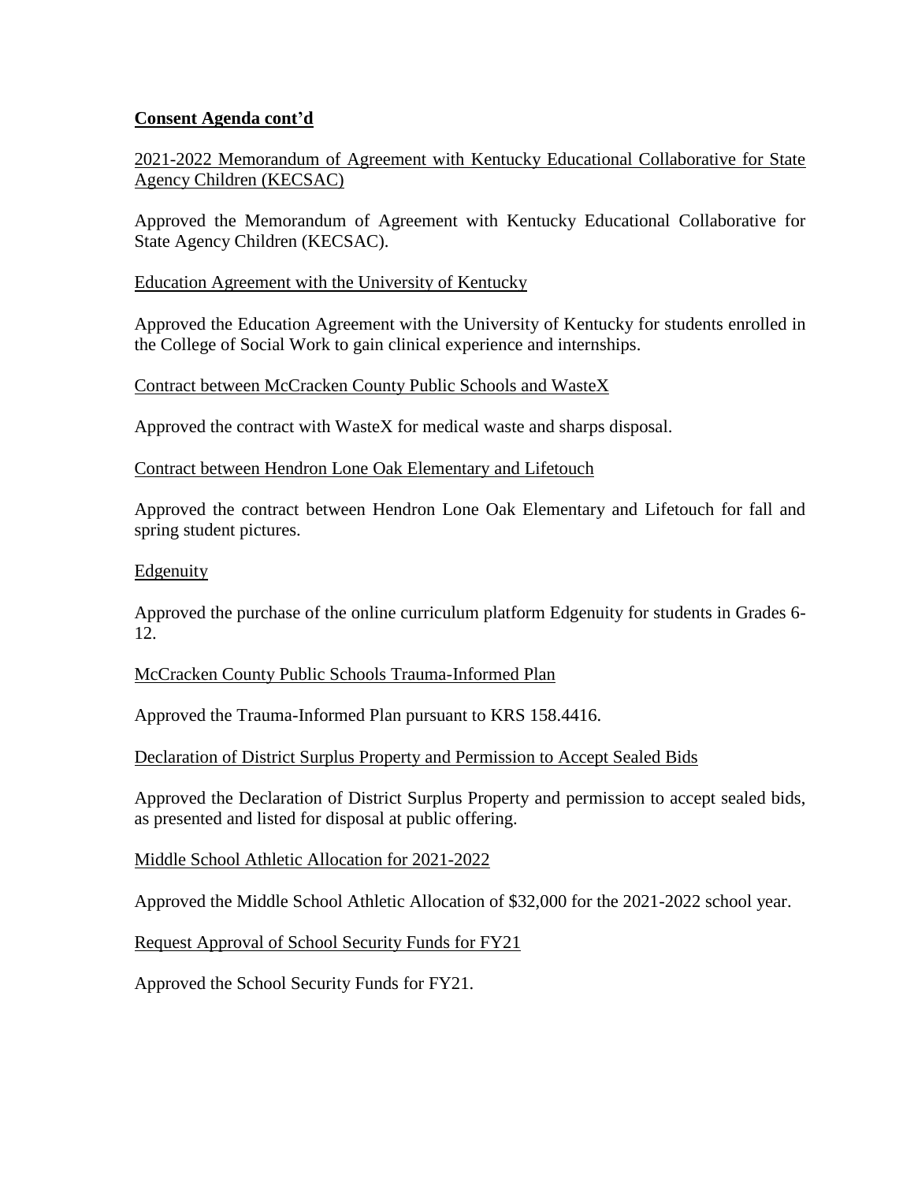**Consent Agenda cont'd**

2021-2022 Memorandum of Agreement with Kentucky Educational Collaborative for State Agency Children (KECSAC)

Approved the Memorandum of Agreement with Kentucky Educational Collaborative for State Agency Children (KECSAC).

Education Agreement with the University of Kentucky

Approved the Education Agreement with the University of Kentucky for students enrolled in the College of Social Work to gain clinical experience and internships.

Contract between McCracken County Public Schools and WasteX

Approved the contract with WasteX for medical waste and sharps disposal.

Contract between Hendron Lone Oak Elementary and Lifetouch

Approved the contract between Hendron Lone Oak Elementary and Lifetouch for fall and spring student pictures.

Edgenuity

Approved the purchase of the online curriculum platform Edgenuity for students in Grades 6-12.

McCracken County Public Schools Trauma-Informed Plan

Approved the Trauma-Informed Plan pursuant to KRS 158.4416.

Declaration of District Surplus Property and Permission to Accept Sealed Bids

Approved the Declaration of District Surplus Property and permission to accept sealed bids, as presented and listed for disposal at public offering.

Middle School Athletic Allocation for 2021-2022

Approved the Middle School Athletic Allocation of $32,000 for the 2021-2022 school year.

Request Approval of School Security Funds for FY21

Approved the School Security Funds for FY21.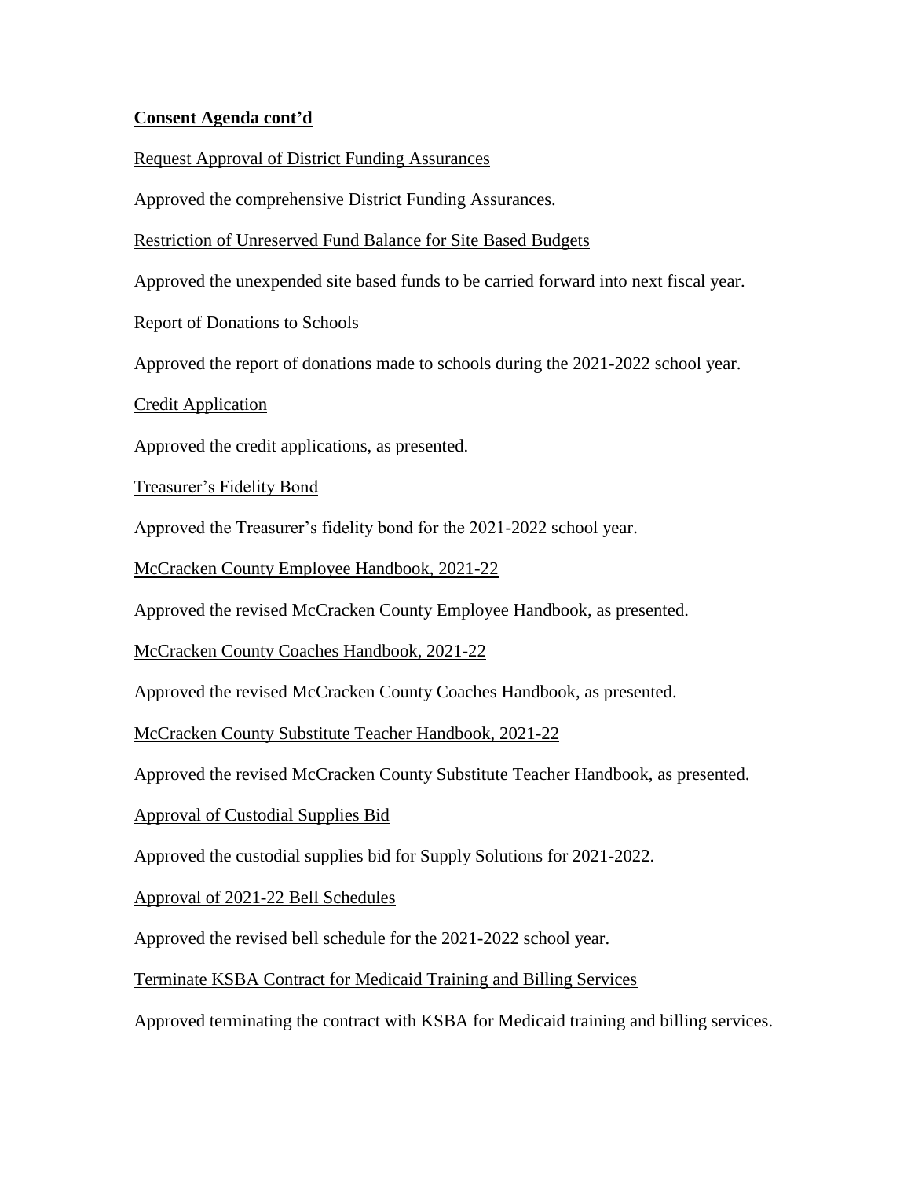**Consent Agenda cont'd**

Request Approval of District Funding Assurances

Approved the comprehensive District Funding Assurances.

Restriction of Unreserved Fund Balance for Site Based Budgets

Approved the unexpended site based funds to be carried forward into next fiscal year.

Report of Donations to Schools

Approved the report of donations made to schools during the 2021-2022 school year.

Credit Application

Approved the credit applications, as presented.

Treasurer's Fidelity Bond

Approved the Treasurer's fidelity bond for the 2021-2022 school year.

McCracken County Employee Handbook, 2021-22

Approved the revised McCracken County Employee Handbook, as presented.

McCracken County Coaches Handbook, 2021-22

Approved the revised McCracken County Coaches Handbook, as presented.

McCracken County Substitute Teacher Handbook, 2021-22

Approved the revised McCracken County Substitute Teacher Handbook, as presented.

Approval of Custodial Supplies Bid

Approved the custodial supplies bid for Supply Solutions for 2021-2022.

Approval of 2021-22 Bell Schedules

Approved the revised bell schedule for the 2021-2022 school year.

Terminate KSBA Contract for Medicaid Training and Billing Services

Approved terminating the contract with KSBA for Medicaid training and billing services.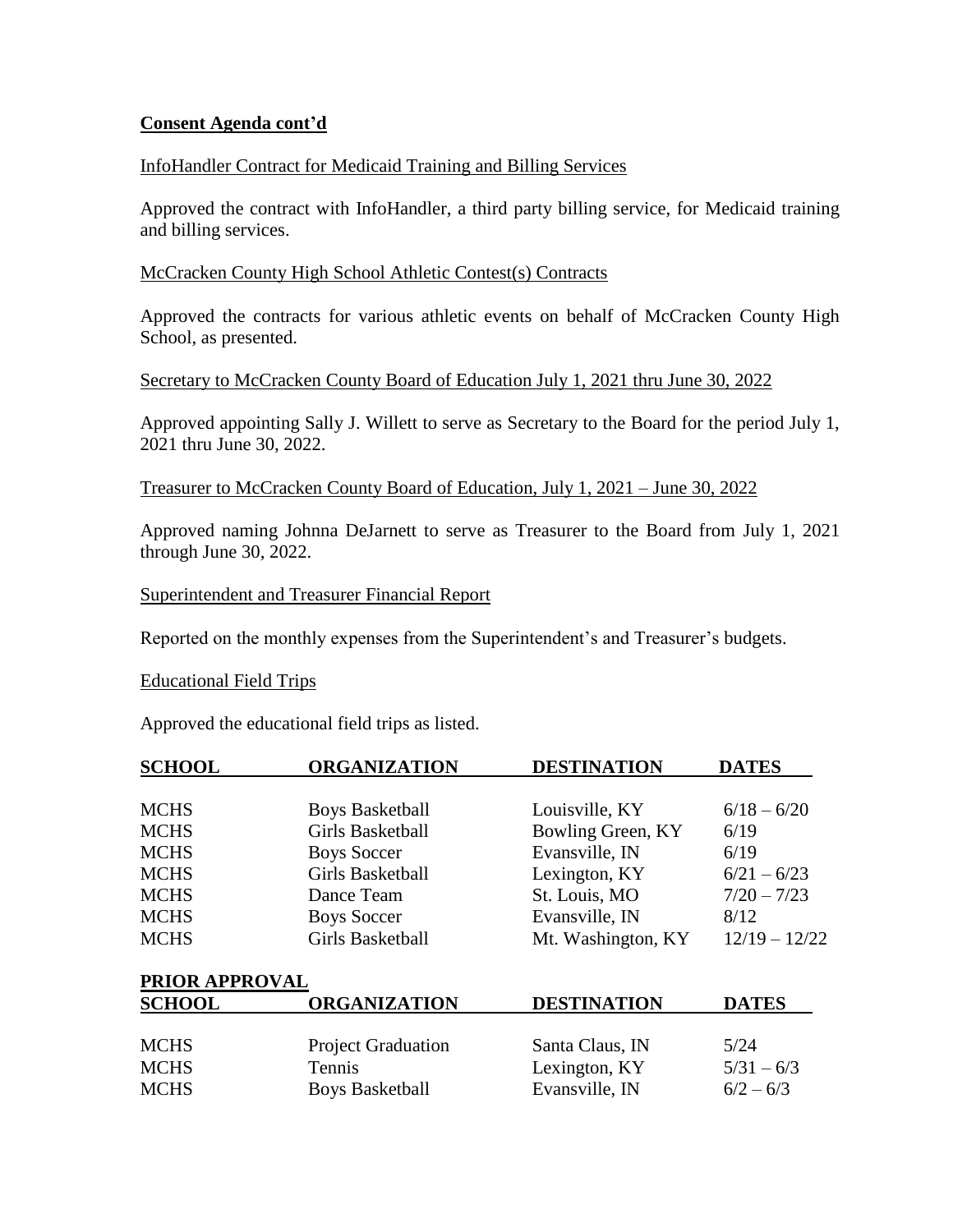**Consent Agenda cont'd**

InfoHandler Contract for Medicaid Training and Billing Services

Approved the contract with InfoHandler, a third party billing service, for Medicaid training and billing services.

McCracken County High School Athletic Contest(s) Contracts

Approved the contracts for various athletic events on behalf of McCracken County High School, as presented.

Secretary to McCracken County Board of Education July 1, 2021 thru June 30, 2022

Approved appointing Sally J. Willett to serve as Secretary to the Board for the period July 1, 2021 thru June 30, 2022.

Treasurer to McCracken County Board of Education, July 1, 2021 – June 30, 2022

Approved naming Johnna DeJarnett to serve as Treasurer to the Board from July 1, 2021 through June 30, 2022.

Superintendent and Treasurer Financial Report

Reported on the monthly expenses from the Superintendent's and Treasurer's budgets.

Educational Field Trips

Approved the educational field trips as listed.

| SCHOOL | ORGANIZATION | DESTINATION | DATES |
|---|---|---|---|
| MCHS | Boys Basketball | Louisville, KY | 6/18 – 6/20 |
| MCHS | Girls Basketball | Bowling Green, KY | 6/19 |
| MCHS | Boys Soccer | Evansville, IN | 6/19 |
| MCHS | Girls Basketball | Lexington, KY | 6/21 – 6/23 |
| MCHS | Dance Team | St. Louis, MO | 7/20 – 7/23 |
| MCHS | Boys Soccer | Evansville, IN | 8/12 |
| MCHS | Girls Basketball | Mt. Washington, KY | 12/19 – 12/22 |

**PRIOR APPROVAL**

| SCHOOL | ORGANIZATION | DESTINATION | DATES |
|---|---|---|---|
| MCHS | Project Graduation | Santa Claus, IN | 5/24 |
| MCHS | Tennis | Lexington, KY | 5/31 – 6/3 |
| MCHS | Boys Basketball | Evansville, IN | 6/2 – 6/3 |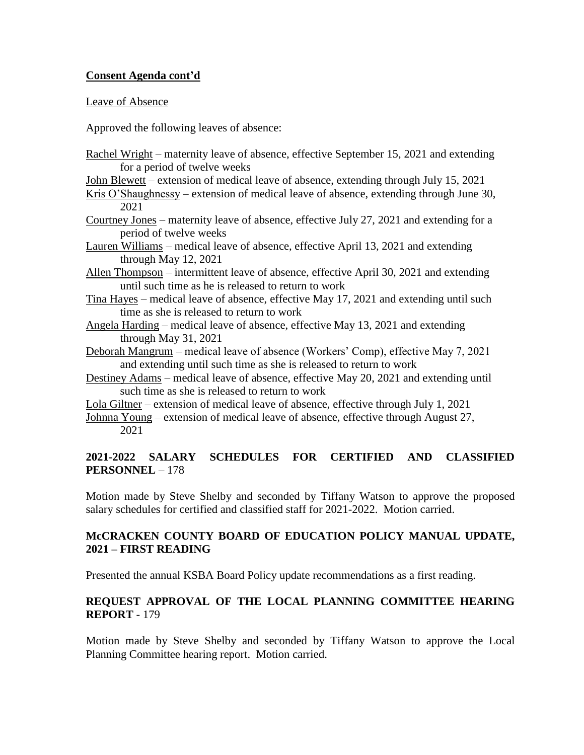**Consent Agenda cont'd**

Leave of Absence

Approved the following leaves of absence:

Rachel Wright – maternity leave of absence, effective September 15, 2021 and extending for a period of twelve weeks

John Blewett – extension of medical leave of absence, extending through July 15, 2021

Kris O'Shaughnessy – extension of medical leave of absence, extending through June 30, 2021

Courtney Jones – maternity leave of absence, effective July 27, 2021 and extending for a period of twelve weeks

Lauren Williams – medical leave of absence, effective April 13, 2021 and extending through May 12, 2021

Allen Thompson – intermittent leave of absence, effective April 30, 2021 and extending until such time as he is released to return to work

Tina Hayes – medical leave of absence, effective May 17, 2021 and extending until such time as she is released to return to work

Angela Harding – medical leave of absence, effective May 13, 2021 and extending through May 31, 2021

Deborah Mangrum – medical leave of absence (Workers' Comp), effective May 7, 2021 and extending until such time as she is released to return to work

Destiney Adams – medical leave of absence, effective May 20, 2021 and extending until such time as she is released to return to work

Lola Giltner – extension of medical leave of absence, effective through July 1, 2021

Johnna Young – extension of medical leave of absence, effective through August 27, 2021

**2021-2022 SALARY SCHEDULES FOR CERTIFIED AND CLASSIFIED PERSONNEL** – 178

Motion made by Steve Shelby and seconded by Tiffany Watson to approve the proposed salary schedules for certified and classified staff for 2021-2022. Motion carried.

**McCRACKEN COUNTY BOARD OF EDUCATION POLICY MANUAL UPDATE, 2021 – FIRST READING**

Presented the annual KSBA Board Policy update recommendations as a first reading.

**REQUEST APPROVAL OF THE LOCAL PLANNING COMMITTEE HEARING REPORT** - 179

Motion made by Steve Shelby and seconded by Tiffany Watson to approve the Local Planning Committee hearing report. Motion carried.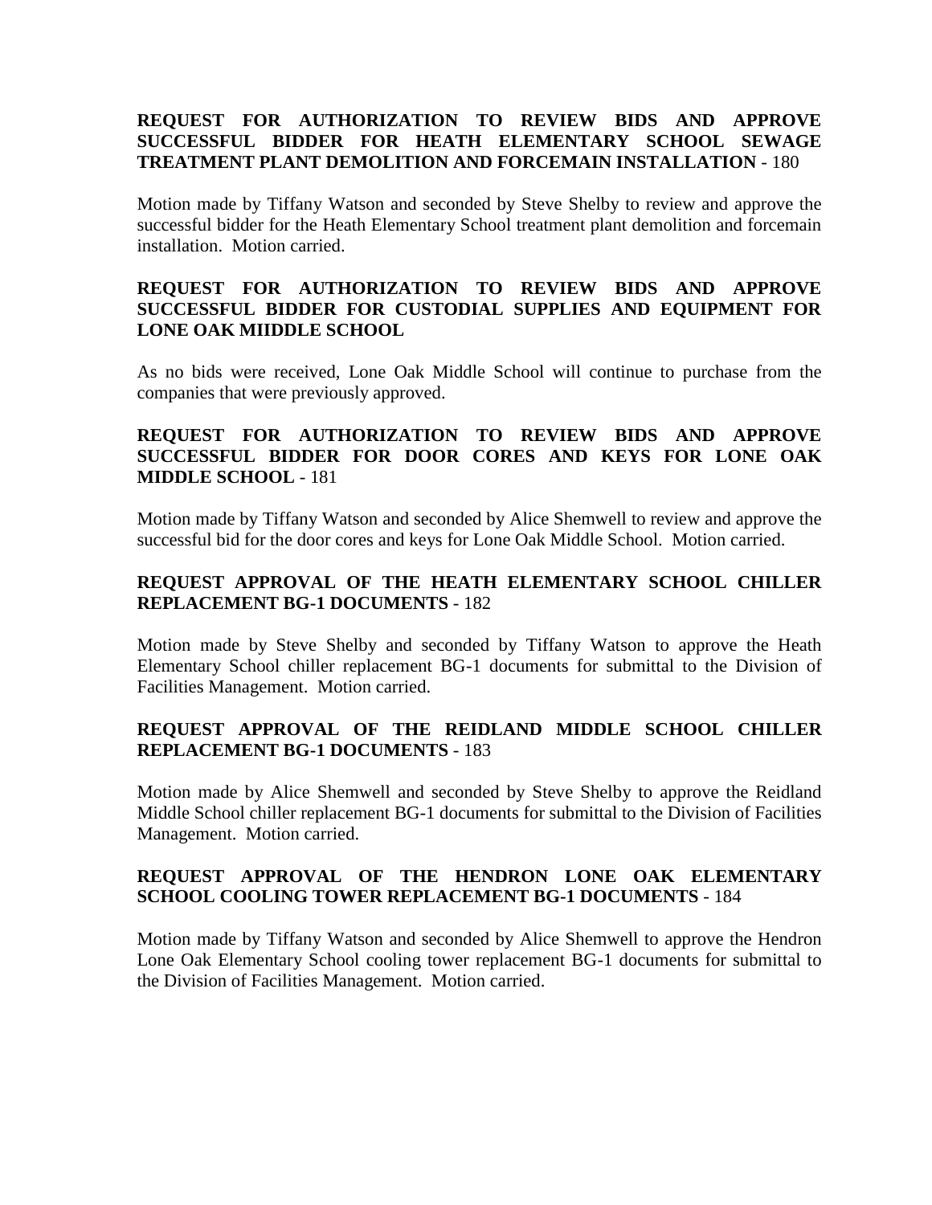**REQUEST FOR AUTHORIZATION TO REVIEW BIDS AND APPROVE SUCCESSFUL BIDDER FOR HEATH ELEMENTARY SCHOOL SEWAGE TREATMENT PLANT DEMOLITION AND FORCEMAIN INSTALLATION** - 180

Motion made by Tiffany Watson and seconded by Steve Shelby to review and approve the successful bidder for the Heath Elementary School treatment plant demolition and forcemain installation. Motion carried.

**REQUEST FOR AUTHORIZATION TO REVIEW BIDS AND APPROVE SUCCESSFUL BIDDER FOR CUSTODIAL SUPPLIES AND EQUIPMENT FOR LONE OAK MIIDDLE SCHOOL**

As no bids were received, Lone Oak Middle School will continue to purchase from the companies that were previously approved.

**REQUEST FOR AUTHORIZATION TO REVIEW BIDS AND APPROVE SUCCESSFUL BIDDER FOR DOOR CORES AND KEYS FOR LONE OAK MIDDLE SCHOOL** - 181

Motion made by Tiffany Watson and seconded by Alice Shemwell to review and approve the successful bid for the door cores and keys for Lone Oak Middle School. Motion carried.

**REQUEST APPROVAL OF THE HEATH ELEMENTARY SCHOOL CHILLER REPLACEMENT BG-1 DOCUMENTS** - 182

Motion made by Steve Shelby and seconded by Tiffany Watson to approve the Heath Elementary School chiller replacement BG-1 documents for submittal to the Division of Facilities Management. Motion carried.

**REQUEST APPROVAL OF THE REIDLAND MIDDLE SCHOOL CHILLER REPLACEMENT BG-1 DOCUMENTS** - 183

Motion made by Alice Shemwell and seconded by Steve Shelby to approve the Reidland Middle School chiller replacement BG-1 documents for submittal to the Division of Facilities Management. Motion carried.

**REQUEST APPROVAL OF THE HENDRON LONE OAK ELEMENTARY SCHOOL COOLING TOWER REPLACEMENT BG-1 DOCUMENTS** - 184

Motion made by Tiffany Watson and seconded by Alice Shemwell to approve the Hendron Lone Oak Elementary School cooling tower replacement BG-1 documents for submittal to the Division of Facilities Management. Motion carried.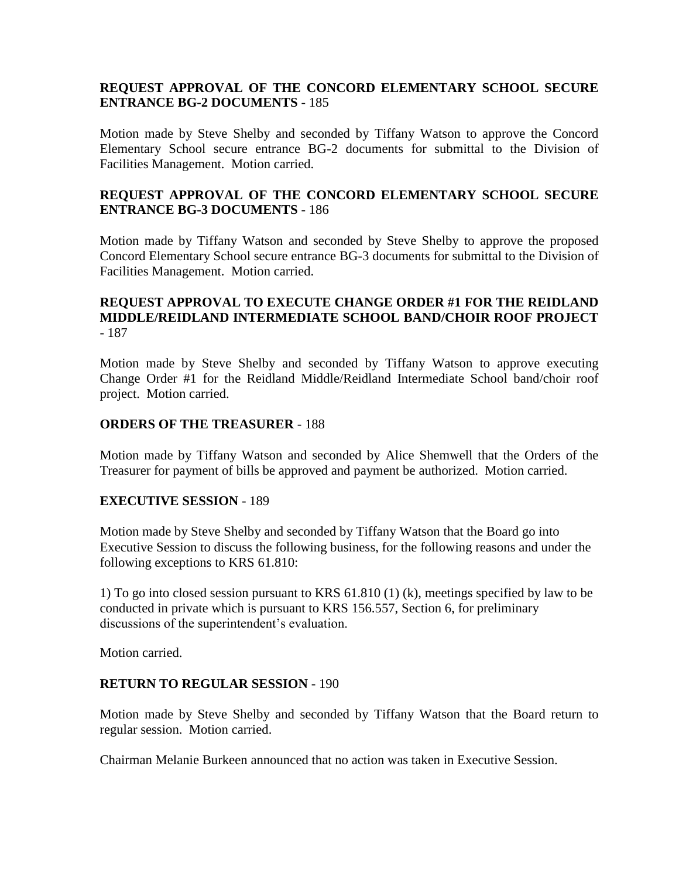**REQUEST APPROVAL OF THE CONCORD ELEMENTARY SCHOOL SECURE ENTRANCE BG-2 DOCUMENTS** - 185

Motion made by Steve Shelby and seconded by Tiffany Watson to approve the Concord Elementary School secure entrance BG-2 documents for submittal to the Division of Facilities Management. Motion carried.

**REQUEST APPROVAL OF THE CONCORD ELEMENTARY SCHOOL SECURE ENTRANCE BG-3 DOCUMENTS** - 186

Motion made by Tiffany Watson and seconded by Steve Shelby to approve the proposed Concord Elementary School secure entrance BG-3 documents for submittal to the Division of Facilities Management. Motion carried.

**REQUEST APPROVAL TO EXECUTE CHANGE ORDER #1 FOR THE REIDLAND MIDDLE/REIDLAND INTERMEDIATE SCHOOL BAND/CHOIR ROOF PROJECT** - 187

Motion made by Steve Shelby and seconded by Tiffany Watson to approve executing Change Order #1 for the Reidland Middle/Reidland Intermediate School band/choir roof project. Motion carried.

**ORDERS OF THE TREASURER** - 188

Motion made by Tiffany Watson and seconded by Alice Shemwell that the Orders of the Treasurer for payment of bills be approved and payment be authorized. Motion carried.

**EXECUTIVE SESSION** - 189

Motion made by Steve Shelby and seconded by Tiffany Watson that the Board go into Executive Session to discuss the following business, for the following reasons and under the following exceptions to KRS 61.810:

1) To go into closed session pursuant to KRS 61.810 (1) (k), meetings specified by law to be conducted in private which is pursuant to KRS 156.557, Section 6, for preliminary discussions of the superintendent's evaluation.

Motion carried.

**RETURN TO REGULAR SESSION** - 190

Motion made by Steve Shelby and seconded by Tiffany Watson that the Board return to regular session. Motion carried.

Chairman Melanie Burkeen announced that no action was taken in Executive Session.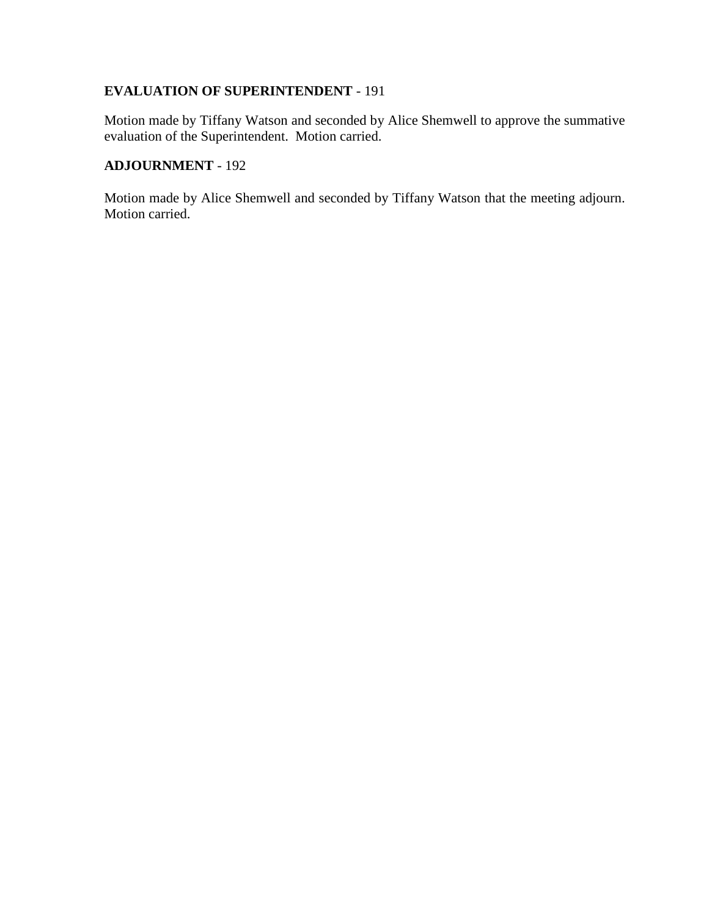**EVALUATION OF SUPERINTENDENT** - 191

Motion made by Tiffany Watson and seconded by Alice Shemwell to approve the summative evaluation of the Superintendent. Motion carried.

**ADJOURNMENT** - 192

Motion made by Alice Shemwell and seconded by Tiffany Watson that the meeting adjourn. Motion carried.